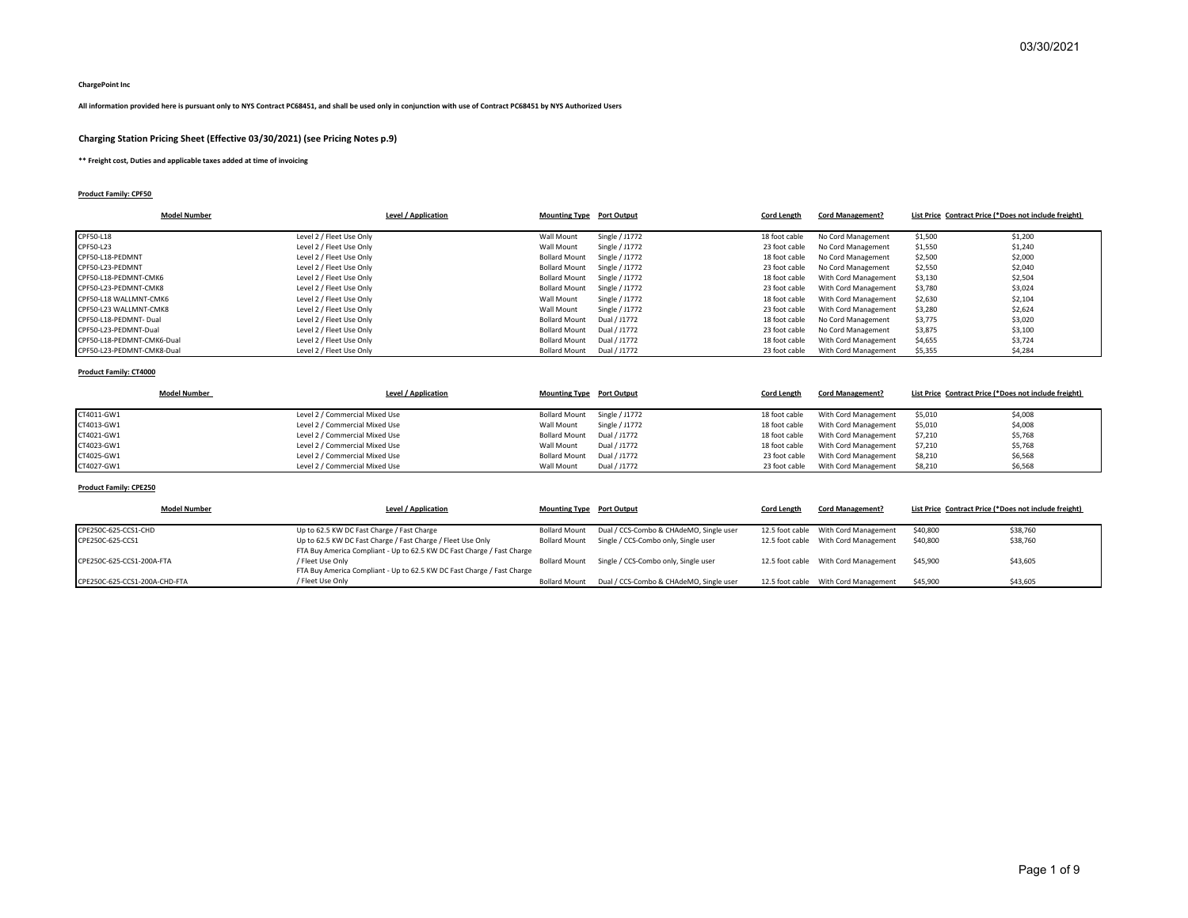03/30/2021

**ChargePoint Inc**

**All information provided here is pursuant only to NYS Contract PC68451, and shall be used only in conjunction with use of Contract PC68451 by NYS Authorized Users**

**Charging Station Pricing Sheet (Effective 03/30/2021) (see Pricing Notes p.9)**

**** Freight cost, Duties and applicable taxes added at time of invoicing**

**Product Family: CPF50**

| Model Number | Level / Application | Mounting Type | Port Output | Cord Length | Cord Management? | List Price | Contract Price (*Does not include freight) |
|---|---|---|---|---|---|---|---|
| CPF50-L18 | Level 2 / Fleet Use Only | Wall Mount | Single / J1772 | 18 foot cable | No Cord Management | $1,500 | $1,200 |
| CPF50-L23 | Level 2 / Fleet Use Only | Wall Mount | Single / J1772 | 23 foot cable | No Cord Management | $1,550 | $1,240 |
| CPF50-L18-PEDMNT | Level 2 / Fleet Use Only | Bollard Mount | Single / J1772 | 18 foot cable | No Cord Management | $2,500 | $2,000 |
| CPF50-L23-PEDMNT | Level 2 / Fleet Use Only | Bollard Mount | Single / J1772 | 23 foot cable | No Cord Management | $2,550 | $2,040 |
| CPF50-L18-PEDMNT-CMK6 | Level 2 / Fleet Use Only | Bollard Mount | Single / J1772 | 18 foot cable | With Cord Management | $3,130 | $2,504 |
| CPF50-L23-PEDMNT-CMK8 | Level 2 / Fleet Use Only | Bollard Mount | Single / J1772 | 23 foot cable | With Cord Management | $3,780 | $3,024 |
| CPF50-L18 WALLMNT-CMK6 | Level 2 / Fleet Use Only | Wall Mount | Single / J1772 | 18 foot cable | With Cord Management | $2,630 | $2,104 |
| CPF50-L23 WALLMNT-CMK8 | Level 2 / Fleet Use Only | Wall Mount | Single / J1772 | 23 foot cable | With Cord Management | $3,280 | $2,624 |
| CPF50-L18-PEDMNT- Dual | Level 2 / Fleet Use Only | Bollard Mount | Dual / J1772 | 18 foot cable | No Cord Management | $3,775 | $3,020 |
| CPF50-L23-PEDMNT-Dual | Level 2 / Fleet Use Only | Bollard Mount | Dual / J1772 | 23 foot cable | No Cord Management | $3,875 | $3,100 |
| CPF50-L18-PEDMNT-CMK6-Dual | Level 2 / Fleet Use Only | Bollard Mount | Dual / J1772 | 18 foot cable | With Cord Management | $4,655 | $3,724 |
| CPF50-L23-PEDMNT-CMK8-Dual | Level 2 / Fleet Use Only | Bollard Mount | Dual / J1772 | 23 foot cable | With Cord Management | $5,355 | $4,284 |

**Product Family: CT4000**

| Model Number | Level / Application | Mounting Type | Port Output | Cord Length | Cord Management? | List Price | Contract Price (*Does not include freight) |
|---|---|---|---|---|---|---|---|
| CT4011-GW1 | Level 2 / Commercial Mixed Use | Bollard Mount | Single / J1772 | 18 foot cable | With Cord Management | $5,010 | $4,008 |
| CT4013-GW1 | Level 2 / Commercial Mixed Use | Wall Mount | Single / J1772 | 18 foot cable | With Cord Management | $5,010 | $4,008 |
| CT4021-GW1 | Level 2 / Commercial Mixed Use | Bollard Mount | Dual / J1772 | 18 foot cable | With Cord Management | $7,210 | $5,768 |
| CT4023-GW1 | Level 2 / Commercial Mixed Use | Wall Mount | Dual / J1772 | 18 foot cable | With Cord Management | $7,210 | $5,768 |
| CT4025-GW1 | Level 2 / Commercial Mixed Use | Bollard Mount | Dual / J1772 | 23 foot cable | With Cord Management | $8,210 | $6,568 |
| CT4027-GW1 | Level 2 / Commercial Mixed Use | Wall Mount | Dual / J1772 | 23 foot cable | With Cord Management | $8,210 | $6,568 |

**Product Family: CPE250**

| Model Number | Level / Application | Mounting Type | Port Output | Cord Length | Cord Management? | List Price | Contract Price (*Does not include freight) |
|---|---|---|---|---|---|---|---|
| CPE250C-625-CCS1-CHD | Up to 62.5 KW DC Fast Charge / Fast Charge | Bollard Mount | Dual / CCS-Combo & CHAdeMO, Single user | 12.5 foot cable | With Cord Management | $40,800 | $38,760 |
| CPE250C-625-CCS1 | Up to 62.5 KW DC Fast Charge / Fast Charge / Fleet Use Only | Bollard Mount | Single / CCS-Combo only, Single user | 12.5 foot cable | With Cord Management | $40,800 | $38,760 |
| CPE250C-625-CCS1-200A-FTA | FTA Buy America Compliant - Up to 62.5 KW DC Fast Charge / Fast Charge / Fleet Use Only | Bollard Mount | Single / CCS-Combo only, Single user | 12.5 foot cable | With Cord Management | $45,900 | $43,605 |
| CPE250C-625-CCS1-200A-CHD-FTA | FTA Buy America Compliant - Up to 62.5 KW DC Fast Charge / Fast Charge / Fleet Use Only | Bollard Mount | Dual / CCS-Combo & CHAdeMO, Single user | 12.5 foot cable | With Cord Management | $45,900 | $43,605 |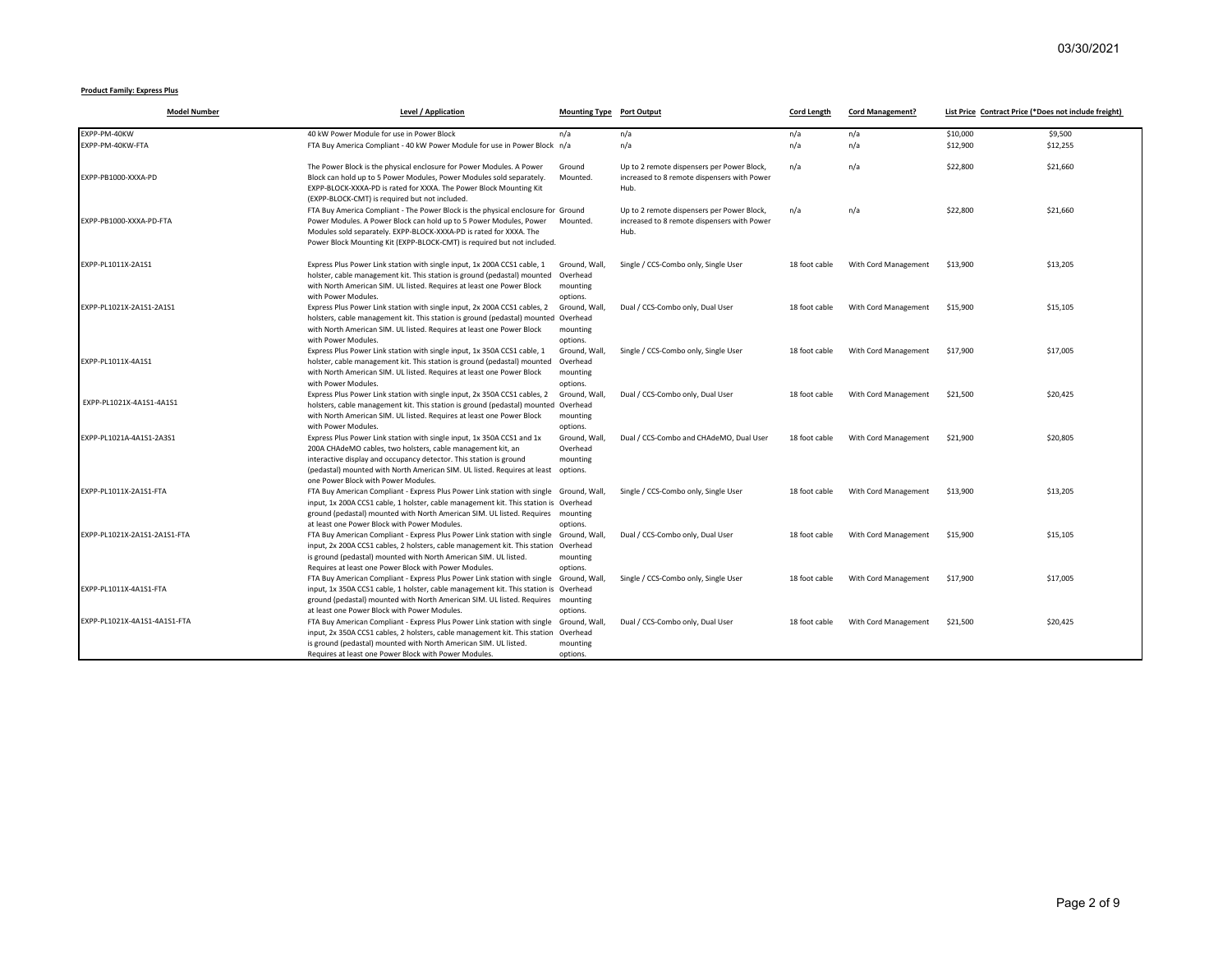03/30/2021

**Product Family: Express Plus**

| Model Number | Level / Application | Mounting Type | Port Output | Cord Length | Cord Management? | List Price | Contract Price (*Does not include freight) |
|---|---|---|---|---|---|---|---|
| EXPP-PM-40KW | 40 kW Power Module for use in Power Block | n/a | n/a | n/a | n/a | $10,000 | $9,500 |
| EXPP-PM-40KW-FTA | FTA Buy America Compliant - 40 kW Power Module for use in Power Block | n/a | n/a | n/a | n/a | $12,900 | $12,255 |
| EXPP-PB1000-XXXA-PD | The Power Block is the physical enclosure for Power Modules. A Power Block can hold up to 5 Power Modules, Power Modules sold separately. EXPP-BLOCK-XXXA-PD is rated for XXXA. The Power Block Mounting Kit (EXPP-BLOCK-CMT) is required but not included. | Ground Mounted. | Up to 2 remote dispensers per Power Block, increased to 8 remote dispensers with Power Hub. | n/a | n/a | $22,800 | $21,660 |
| EXPP-PB1000-XXXA-PD-FTA | FTA Buy America Compliant - The Power Block is the physical enclosure for Power Modules. A Power Block can hold up to 5 Power Modules, Power Modules sold separately. EXPP-BLOCK-XXXA-PD is rated for XXXA. The Power Block Mounting Kit (EXPP-BLOCK-CMT) is required but not included. | Ground Mounted. | Up to 2 remote dispensers per Power Block, increased to 8 remote dispensers with Power Hub. | n/a | n/a | $22,800 | $21,660 |
| EXPP-PL1011X-2A1S1 | Express Plus Power Link station with single input, 1x 200A CCS1 cable, 1 holster, cable management kit. This station is ground (pedastal) mounted with North American SIM. UL listed. Requires at least one Power Block with Power Modules. | Ground, Wall, Overhead mounting options. | Single / CCS-Combo only, Single User | 18 foot cable | With Cord Management | $13,900 | $13,205 |
| EXPP-PL1021X-2A1S1-2A1S1 | Express Plus Power Link station with single input, 2x 200A CCS1 cables, 2 holsters, cable management kit. This station is ground (pedastal) mounted with North American SIM. UL listed. Requires at least one Power Block with Power Modules. | Ground, Wall, Overhead mounting options. | Dual / CCS-Combo only, Dual User | 18 foot cable | With Cord Management | $15,900 | $15,105 |
| EXPP-PL1011X-4A1S1 | Express Plus Power Link station with single input, 1x 350A CCS1 cable, 1 holster, cable management kit. This station is ground (pedastal) mounted with North American SIM. UL listed. Requires at least one Power Block with Power Modules. | Ground, Wall, Overhead mounting options. | Single / CCS-Combo only, Single User | 18 foot cable | With Cord Management | $17,900 | $17,005 |
| EXPP-PL1021X-4A1S1-4A1S1 | Express Plus Power Link station with single input, 2x 350A CCS1 cables, 2 holsters, cable management kit. This station is ground (pedastal) mounted with North American SIM. UL listed. Requires at least one Power Block with Power Modules. | Ground, Wall, Overhead mounting options. | Dual / CCS-Combo only, Dual User | 18 foot cable | With Cord Management | $21,500 | $20,425 |
| EXPP-PL1021A-4A1S1-2A3S1 | Express Plus Power Link station with single input, 1x 350A CCS1 and 1x 200A CHAdeMO cables, two holsters, cable management kit, an interactive display and occupancy detector. This station is ground (pedastal) mounted with North American SIM. UL listed. Requires at least one Power Block with Power Modules. | Ground, Wall, Overhead mounting options. | Dual / CCS-Combo and CHAdeMO, Dual User | 18 foot cable | With Cord Management | $21,900 | $20,805 |
| EXPP-PL1011X-2A1S1-FTA | FTA Buy American Compliant - Express Plus Power Link station with single input, 1x 200A CCS1 cable, 1 holster, cable management kit. This station is ground (pedastal) mounted with North American SIM. UL listed. Requires at least one Power Block with Power Modules. | Ground, Wall, Overhead mounting options. | Single / CCS-Combo only, Single User | 18 foot cable | With Cord Management | $13,900 | $13,205 |
| EXPP-PL1021X-2A1S1-2A1S1-FTA | FTA Buy American Compliant - Express Plus Power Link station with single input, 2x 200A CCS1 cables, 2 holsters, cable management kit. This station is ground (pedastal) mounted with North American SIM. UL listed. Requires at least one Power Block with Power Modules. | Ground, Wall, Overhead mounting options. | Dual / CCS-Combo only, Dual User | 18 foot cable | With Cord Management | $15,900 | $15,105 |
| EXPP-PL1011X-4A1S1-FTA | FTA Buy American Compliant - Express Plus Power Link station with single input, 1x 350A CCS1 cable, 1 holster, cable management kit. This station is ground (pedastal) mounted with North American SIM. UL listed. Requires at least one Power Block with Power Modules. | Ground, Wall, Overhead mounting options. | Single / CCS-Combo only, Single User | 18 foot cable | With Cord Management | $17,900 | $17,005 |
| EXPP-PL1021X-4A1S1-4A1S1-FTA | FTA Buy American Compliant - Express Plus Power Link station with single input, 2x 350A CCS1 cables, 2 holsters, cable management kit. This station is ground (pedastal) mounted with North American SIM. UL listed. Requires at least one Power Block with Power Modules. | Ground, Wall, Overhead mounting options. | Dual / CCS-Combo only, Dual User | 18 foot cable | With Cord Management | $21,500 | $20,425 |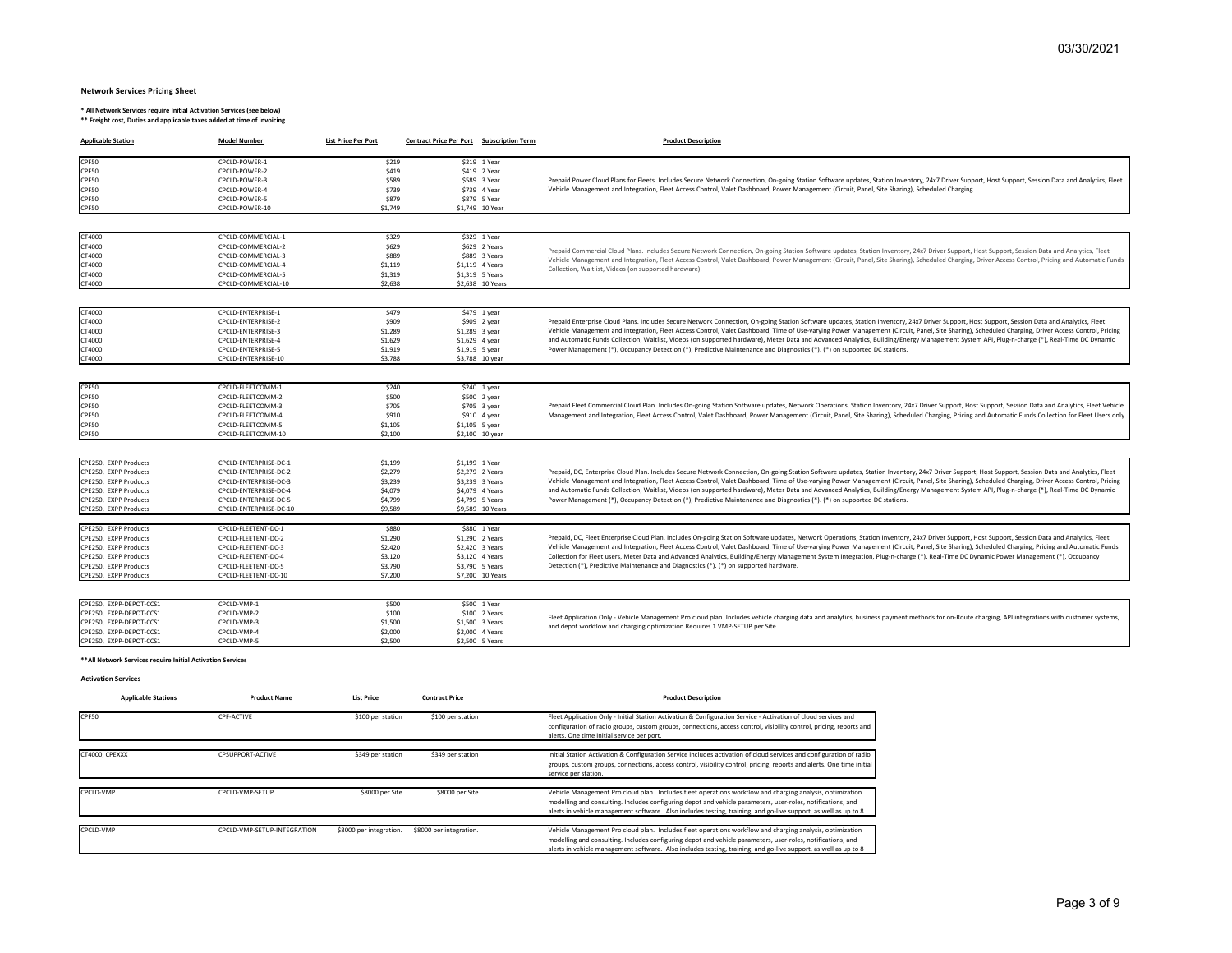03/30/2021

**Network Services Pricing Sheet**

**\* All Network Services require Initial Activation Services (see below)**
**\*\* Freight cost, Duties and applicable taxes added at time of invoicing**

| Applicable Station | Model Number | List Price Per Port | Contract Price Per Port | Subscription Term | Product Description |
|---|---|---|---|---|---|
| CPF50 | CPCLD-POWER-1 | $219 | $219 | 1 Year | Prepaid Power Cloud Plans for Fleets. Includes Secure Network Connection, On-going Station Software updates, Station Inventory, 24x7 Driver Support, Host Support, Session Data and Analytics, Fleet Vehicle Management and Integration, Fleet Access Control, Valet Dashboard, Power Management (Circuit, Panel, Site Sharing), Scheduled Charging. |
| CPF50 | CPCLD-POWER-2 | $419 | $419 | 2 Year | |
| CPF50 | CPCLD-POWER-3 | $589 | $589 | 3 Year | |
| CPF50 | CPCLD-POWER-4 | $739 | $739 | 4 Year | |
| CPF50 | CPCLD-POWER-5 | $879 | $879 | 5 Year | |
| CPF50 | CPCLD-POWER-10 | $1,749 | $1,749 | 10 Year | |
| CT4000 | CPCLD-COMMERCIAL-1 | $329 | $329 | 1 Year | Prepaid Commercial Cloud Plans. Includes Secure Network Connection, On-going Station Software updates, Station Inventory, 24x7 Driver Support, Host Support, Session Data and Analytics, Fleet Vehicle Management and Integration, Fleet Access Control, Valet Dashboard, Power Management (Circuit, Panel, Site Sharing), Scheduled Charging, Driver Access Control, Pricing and Automatic Funds Collection, Waitlist, Videos (on supported hardware). |
| CT4000 | CPCLD-COMMERCIAL-2 | $629 | $629 | 2 Years | |
| CT4000 | CPCLD-COMMERCIAL-3 | $889 | $889 | 3 Years | |
| CT4000 | CPCLD-COMMERCIAL-4 | $1,119 | $1,119 | 4 Years | |
| CT4000 | CPCLD-COMMERCIAL-5 | $1,319 | $1,319 | 5 Years | |
| CT4000 | CPCLD-COMMERCIAL-10 | $2,638 | $2,638 | 10 Years | |
| CT4000 | CPCLD-ENTERPRISE-1 | $479 | $479 | 1 year | Prepaid Enterprise Cloud Plans. Includes Secure Network Connection, On-going Station Software updates, Station Inventory, 24x7 Driver Support, Host Support, Session Data and Analytics, Fleet Vehicle Management and Integration, Fleet Access Control, Valet Dashboard, Time of Use-varying Power Management (Circuit, Panel, Site Sharing), Scheduled Charging, Driver Access Control, Pricing and Automatic Funds Collection, Waitlist, Videos (on supported hardware), Meter Data and Advanced Analytics, Building/Energy Management System API, Plug-n-charge (\*), Real-Time DC Dynamic Power Management (\*), Occupancy Detection (\*), Predictive Maintenance and Diagnostics (\*). (\*) on supported DC stations. |
| CT4000 | CPCLD-ENTERPRISE-2 | $909 | $909 | 2 year | |
| CT4000 | CPCLD-ENTERPRISE-3 | $1,289 | $1,289 | 3 year | |
| CT4000 | CPCLD-ENTERPRISE-4 | $1,629 | $1,629 | 4 year | |
| CT4000 | CPCLD-ENTERPRISE-5 | $1,919 | $1,919 | 5 year | |
| CT4000 | CPCLD-ENTERPRISE-10 | $3,788 | $3,788 | 10 year | |
| CPF50 | CPCLD-FLEETCOMM-1 | $240 | $240 | 1 year | Prepaid Fleet Commercial Cloud Plan. Includes On-going Station Software updates, Network Operations, Station Inventory, 24x7 Driver Support, Host Support, Session Data and Analytics, Fleet Vehicle Management and Integration, Fleet Access Control, Valet Dashboard, Power Management (Circuit, Panel, Site Sharing), Scheduled Charging, Pricing and Automatic Funds Collection for Fleet Users only. |
| CPF50 | CPCLD-FLEETCOMM-2 | $500 | $500 | 2 year | |
| CPF50 | CPCLD-FLEETCOMM-3 | $705 | $705 | 3 year | |
| CPF50 | CPCLD-FLEETCOMM-4 | $910 | $910 | 4 year | |
| CPF50 | CPCLD-FLEETCOMM-5 | $1,105 | $1,105 | 5 year | |
| CPF50 | CPCLD-FLEETCOMM-10 | $2,100 | $2,100 | 10 year | |
| CPE250, EXPP Products | CPCLD-ENTERPRISE-DC-1 | $1,199 | $1,199 | 1 Year | Prepaid, DC, Enterprise Cloud Plan. Includes Secure Network Connection, On-going Station Software updates, Station Inventory, 24x7 Driver Support, Host Support, Session Data and Analytics, Fleet Vehicle Management and Integration, Fleet Access Control, Valet Dashboard, Time of Use-varying Power Management (Circuit, Panel, Site Sharing), Scheduled Charging, Driver Access Control, Pricing and Automatic Funds Collection, Waitlist, Videos (on supported hardware), Meter Data and Advanced Analytics, Building/Energy Management System API, Plug-n-charge (\*), Real-Time DC Dynamic Power Management (\*), Occupancy Detection (\*), Predictive Maintenance and Diagnostics (\*). (\*) on supported DC stations. |
| CPE250, EXPP Products | CPCLD-ENTERPRISE-DC-2 | $2,279 | $2,279 | 2 Years | |
| CPE250, EXPP Products | CPCLD-ENTERPRISE-DC-3 | $3,239 | $3,239 | 3 Years | |
| CPE250, EXPP Products | CPCLD-ENTERPRISE-DC-4 | $4,079 | $4,079 | 4 Years | |
| CPE250, EXPP Products | CPCLD-ENTERPRISE-DC-5 | $4,799 | $4,799 | 5 Years | |
| CPE250, EXPP Products | CPCLD-ENTERPRISE-DC-10 | $9,589 | $9,589 | 10 Years | |
| CPE250, EXPP Products | CPCLD-FLEETENT-DC-1 | $880 | $880 | 1 Year | Prepaid, DC, Fleet Enterprise Cloud Plan. Includes On-going Station Software updates, Network Operations, Station Inventory, 24x7 Driver Support, Host Support, Session Data and Analytics, Fleet Vehicle Management and Integration, Fleet Access Control, Valet Dashboard, Time of Use-varying Power Management (Circuit, Panel, Site Sharing), Scheduled Charging, Pricing and Automatic Funds Collection for Fleet users, Meter Data and Advanced Analytics, Building/Energy Management System Integration, Plug-n-charge (\*), Real-Time DC Dynamic Power Management (\*), Occupancy Detection (\*), Predictive Maintenance and Diagnostics (\*). (\*) on supported hardware. |
| CPE250, EXPP Products | CPCLD-FLEETENT-DC-2 | $1,290 | $1,290 | 2 Years | |
| CPE250, EXPP Products | CPCLD-FLEETENT-DC-3 | $2,420 | $2,420 | 3 Years | |
| CPE250, EXPP Products | CPCLD-FLEETENT-DC-4 | $3,120 | $3,120 | 4 Years | |
| CPE250, EXPP Products | CPCLD-FLEETENT-DC-5 | $3,790 | $3,790 | 5 Years | |
| CPE250, EXPP Products | CPCLD-FLEETENT-DC-10 | $7,200 | $7,200 | 10 Years | |
| CPE250, EXPP-DEPOT-CCS1 | CPCLD-VMP-1 | $500 | $500 | 1 Year | Fleet Application Only - Vehicle Management Pro cloud plan. Includes vehicle charging data and analytics, business payment methods for on-Route charging, API integrations with customer systems, and depot workflow and charging optimization.Requires 1 VMP-SETUP per Site. |
| CPE250, EXPP-DEPOT-CCS1 | CPCLD-VMP-2 | $100 | $100 | 2 Years | |
| CPE250, EXPP-DEPOT-CCS1 | CPCLD-VMP-3 | $1,500 | $1,500 | 3 Years | |
| CPE250, EXPP-DEPOT-CCS1 | CPCLD-VMP-4 | $2,000 | $2,000 | 4 Years | |
| CPE250, EXPP-DEPOT-CCS1 | CPCLD-VMP-5 | $2,500 | $2,500 | 5 Years | |

**\*\*All Network Services require Initial Activation Services**

**Activation Services**

| Applicable Stations | Product Name | List Price | Contract Price | Product Description |
|---|---|---|---|---|
| CPF50 | CPF-ACTIVE | $100 per station | $100 per station | Fleet Application Only - Initial Station Activation & Configuration Service - Activation of cloud services and configuration of radio groups, custom groups, connections, access control, visibility control, pricing, reports and alerts. One time initial service per port. |
| CT4000, CPEXXX | CPSUPPORT-ACTIVE | $349 per station | $349 per station | Initial Station Activation & Configuration Service includes activation of cloud services and configuration of radio groups, custom groups, connections, access control, visibility control, pricing, reports and alerts. One time initial service per station. |
| CPCLD-VMP | CPCLD-VMP-SETUP | $8000 per Site | $8000 per Site | Vehicle Management Pro cloud plan. Includes fleet operations workflow and charging analysis, optimization modelling and consulting. Includes configuring depot and vehicle parameters, user-roles, notifications, and alerts in vehicle management software. Also includes testing, training, and go-live support, as well as up to 8 |
| CPCLD-VMP | CPCLD-VMP-SETUP-INTEGRATION | $8000 per integration. | $8000 per integration. | Vehicle Management Pro cloud plan. Includes fleet operations workflow and charging analysis, optimization modelling and consulting. Includes configuring depot and vehicle parameters, user-roles, notifications, and alerts in vehicle management software. Also includes testing, training, and go-live support, as well as up to 8 |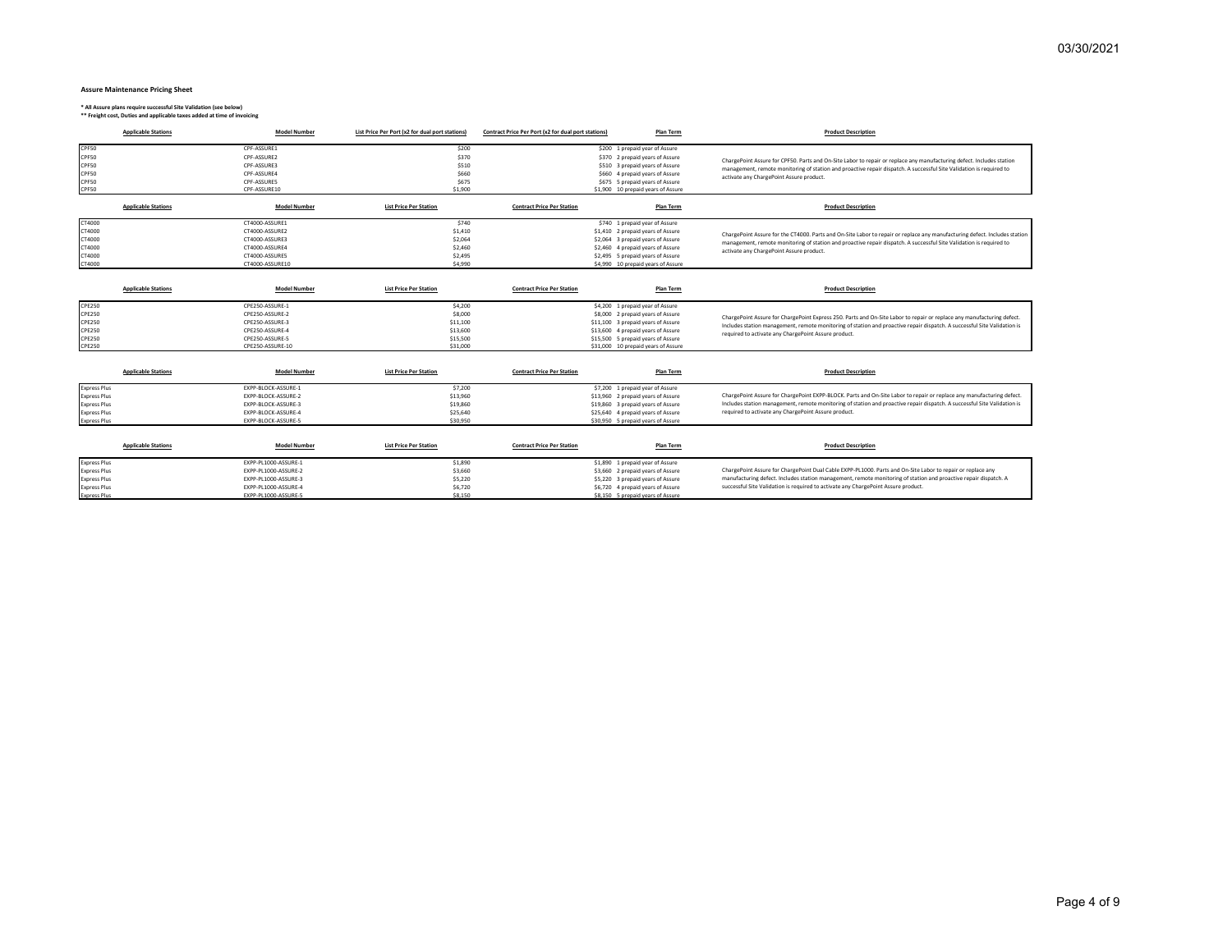03/30/2021

**Assure Maintenance Pricing Sheet**

**\* All Assure plans require successful Site Validation (see below)**
**\*\* Freight cost, Duties and applicable taxes added at time of invoicing**

| Applicable Stations | Model Number | List Price Per Port (x2 for dual port stations) | Contract Price Per Port (x2 for dual port stations) | Plan Term | Product Description |
|---|---|---|---|---|---|
| CPF50 | CPF-ASSURE1 | $200 | $200 | 1 prepaid year of Assure | ChargePoint Assure for CPF50. Parts and On-Site Labor to repair or replace any manufacturing defect. Includes station management, remote monitoring of station and proactive repair dispatch. A successful Site Validation is required to activate any ChargePoint Assure product. |
| CPF50 | CPF-ASSURE2 | $370 | $370 | 2 prepaid years of Assure | |
| CPF50 | CPF-ASSURE3 | $510 | $510 | 3 prepaid years of Assure | |
| CPF50 | CPF-ASSURE4 | $660 | $660 | 4 prepaid years of Assure | |
| CPF50 | CPF-ASSURE5 | $675 | $675 | 5 prepaid years of Assure | |
| CPF50 | CPF-ASSURE10 | $1,900 | $1,900 | 10 prepaid years of Assure | |

| Applicable Stations | Model Number | List Price Per Station | Contract Price Per Station | Plan Term | Product Description |
|---|---|---|---|---|---|
| CT4000 | CT4000-ASSURE1 | $740 | $740 | 1 prepaid year of Assure | ChargePoint Assure for the CT4000. Parts and On-Site Labor to repair or replace any manufacturing defect. Includes station management, remote monitoring of station and proactive repair dispatch. A successful Site Validation is required to activate any ChargePoint Assure product. |
| CT4000 | CT4000-ASSURE2 | $1,410 | $1,410 | 2 prepaid years of Assure | |
| CT4000 | CT4000-ASSURE3 | $2,064 | $2,064 | 3 prepaid years of Assure | |
| CT4000 | CT4000-ASSURE4 | $2,460 | $2,460 | 4 prepaid years of Assure | |
| CT4000 | CT4000-ASSURE5 | $2,495 | $2,495 | 5 prepaid years of Assure | |
| CT4000 | CT4000-ASSURE10 | $4,990 | $4,990 | 10 prepaid years of Assure | |

| Applicable Stations | Model Number | List Price Per Station | Contract Price Per Station | Plan Term | Product Description |
|---|---|---|---|---|---|
| CPE250 | CPE250-ASSURE-1 | $4,200 | $4,200 | 1 prepaid year of Assure | ChargePoint Assure for ChargePoint Express 250. Parts and On-Site Labor to repair or replace any manufacturing defect. Includes station management, remote monitoring of station and proactive repair dispatch. A successful Site Validation is required to activate any ChargePoint Assure product. |
| CPE250 | CPE250-ASSURE-2 | $8,000 | $8,000 | 2 prepaid years of Assure | |
| CPE250 | CPE250-ASSURE-3 | $11,100 | $11,100 | 3 prepaid years of Assure | |
| CPE250 | CPE250-ASSURE-4 | $13,600 | $13,600 | 4 prepaid years of Assure | |
| CPE250 | CPE250-ASSURE-5 | $15,500 | $15,500 | 5 prepaid years of Assure | |
| CPE250 | CPE250-ASSURE-10 | $31,000 | $31,000 | 10 prepaid years of Assure | |

| Applicable Stations | Model Number | List Price Per Station | Contract Price Per Station | Plan Term | Product Description |
|---|---|---|---|---|---|
| Express Plus | EXPP-BLOCK-ASSURE-1 | $7,200 | $7,200 | 1 prepaid year of Assure | ChargePoint Assure for ChargePoint EXPP-BLOCK. Parts and On-Site Labor to repair or replace any manufacturing defect. Includes station management, remote monitoring of station and proactive repair dispatch. A successful Site Validation is required to activate any ChargePoint Assure product. |
| Express Plus | EXPP-BLOCK-ASSURE-2 | $13,960 | $13,960 | 2 prepaid years of Assure | |
| Express Plus | EXPP-BLOCK-ASSURE-3 | $19,860 | $19,860 | 3 prepaid years of Assure | |
| Express Plus | EXPP-BLOCK-ASSURE-4 | $25,640 | $25,640 | 4 prepaid years of Assure | |
| Express Plus | EXPP-BLOCK-ASSURE-5 | $30,950 | $30,950 | 5 prepaid years of Assure | |

| Applicable Stations | Model Number | List Price Per Station | Contract Price Per Station | Plan Term | Product Description |
|---|---|---|---|---|---|
| Express Plus | EXPP-PL1000-ASSURE-1 | $1,890 | $1,890 | 1 prepaid year of Assure | ChargePoint Assure for ChargePoint Dual Cable EXPP-PL1000. Parts and On-Site Labor to repair or replace any manufacturing defect. Includes station management, remote monitoring of station and proactive repair dispatch. A successful Site Validation is required to activate any ChargePoint Assure product. |
| Express Plus | EXPP-PL1000-ASSURE-2 | $3,660 | $3,660 | 2 prepaid years of Assure | |
| Express Plus | EXPP-PL1000-ASSURE-3 | $5,220 | $5,220 | 3 prepaid years of Assure | |
| Express Plus | EXPP-PL1000-ASSURE-4 | $6,720 | $6,720 | 4 prepaid years of Assure | |
| Express Plus | EXPP-PL1000-ASSURE-5 | $8,150 | $8,150 | 5 prepaid years of Assure | |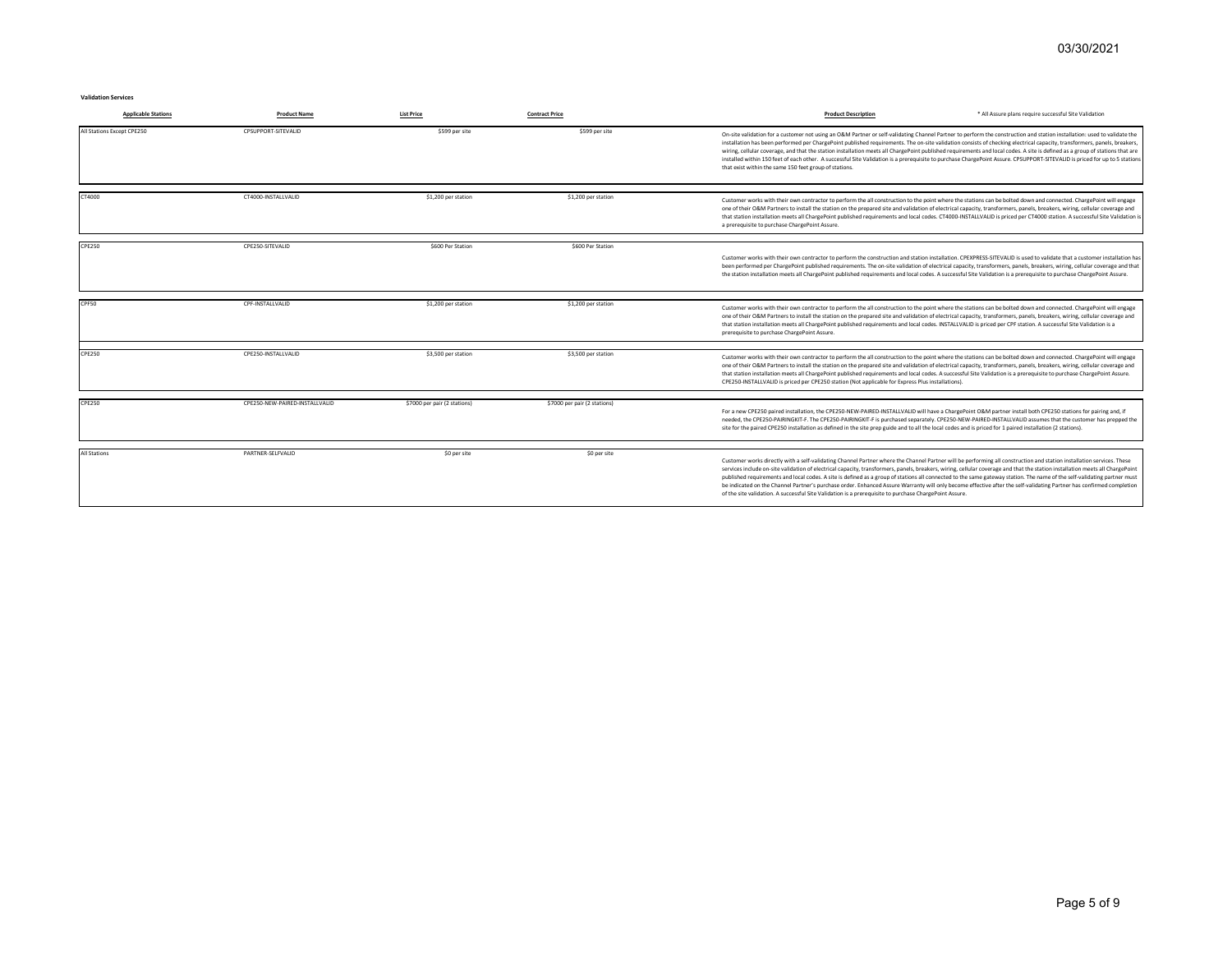03/30/2021

**Validation Services**

| Applicable Stations | Product Name | List Price | Contract Price | Product Description | * All Assure plans require successful Site Validation |
|---|---|---|---|---|---|
| All Stations Except CPE250 | CPSUPPORT-SITEVALID | $599 per site | $599 per site | On-site validation for a customer not using an O&M Partner or self-validating Channel Partner to perform the construction and station installation: used to validate the installation has been performed per ChargePoint published requirements. The on-site validation consists of checking electrical capacity, transformers, panels, breakers, wiring, cellular coverage, and that the station installation meets all ChargePoint published requirements and local codes. A site is defined as a group of stations that are installed within 150 feet of each other. A successful Site Validation is a prerequisite to purchase ChargePoint Assure. CPSUPPORT-SITEVALID is priced for up to 5 stations that exist within the same 150 feet group of stations. | |
| CT4000 | CT4000-INSTALLVALID | $1,200 per station | $1,200 per station | Customer works with their own contractor to perform the all construction to the point where the stations can be bolted down and connected. ChargePoint will engage one of their O&M Partners to install the station on the prepared site and validation of electrical capacity, transformers, panels, breakers, wiring, cellular coverage and that station installation meets all ChargePoint published requirements and local codes. CT4000-INSTALLVALID is priced per CT4000 station. A successful Site Validation is a prerequisite to purchase ChargePoint Assure. | |
| CPE250 | CPE250-SITEVALID | $600 Per Station | $600 Per Station | Customer works with their own contractor to perform the construction and station installation. CPEXPRESS-SITEVALID is used to validate that a customer installation has been performed per ChargePoint published requirements. The on-site validation of electrical capacity, transformers, panels, breakers, wiring, cellular coverage and that the station installation meets all ChargePoint published requirements and local codes. A successful Site Validation is a prerequisite to purchase ChargePoint Assure. | |
| CPF50 | CPF-INSTALLVALID | $1,200 per station | $1,200 per station | Customer works with their own contractor to perform the all construction to the point where the stations can be bolted down and connected. ChargePoint will engage one of their O&M Partners to install the station on the prepared site and validation of electrical capacity, transformers, panels, breakers, wiring, cellular coverage and that station installation meets all ChargePoint published requirements and local codes. INSTALLVALID is priced per CPF station. A successful Site Validation is a prerequisite to purchase ChargePoint Assure. | |
| CPE250 | CPE250-INSTALLVALID | $3,500 per station | $3,500 per station | Customer works with their own contractor to perform the all construction to the point where the stations can be bolted down and connected. ChargePoint will engage one of their O&M Partners to install the station on the prepared site and validation of electrical capacity, transformers, panels, breakers, wiring, cellular coverage and that station installation meets all ChargePoint published requirements and local codes. A successful Site Validation is a prerequisite to purchase ChargePoint Assure. CPE250-INSTALLVALID is priced per CPE250 station (Not applicable for Express Plus installations). | |
| CPE250 | CPE250-NEW-PAIRED-INSTALLVALID | $7000 per pair (2 stations) | $7000 per pair (2 stations) | For a new CPE250 paired installation, the CPE250-NEW-PAIRED-INSTALLVALID will have a ChargePoint O&M partner install both CPE250 stations for pairing and, if needed, the CPE250-PAIRINGKIT-F. The CPE250-PAIRINGKIT-F is purchased separately. CPE250-NEW-PAIRED-INSTALLVALID assumes that the customer has prepped the site for the paired CPE250 installation as defined in the site prep guide and to all the local codes and is priced for 1 paired installation (2 stations). | |
| All Stations | PARTNER-SELFVALID | $0 per site | $0 per site | Customer works directly with a self-validating Channel Partner where the Channel Partner will be performing all construction and station installation services. These services include on-site validation of electrical capacity, transformers, panels, breakers, wiring, cellular coverage and that the station installation meets all ChargePoint published requirements and local codes. A site is defined as a group of stations all connected to the same gateway station. The name of the self-validating partner must be indicated on the Channel Partner's purchase order. Enhanced Assure Warranty will only become effective after the self-validating Partner has confirmed completion of the site validation. A successful Site Validation is a prerequisite to purchase ChargePoint Assure. | |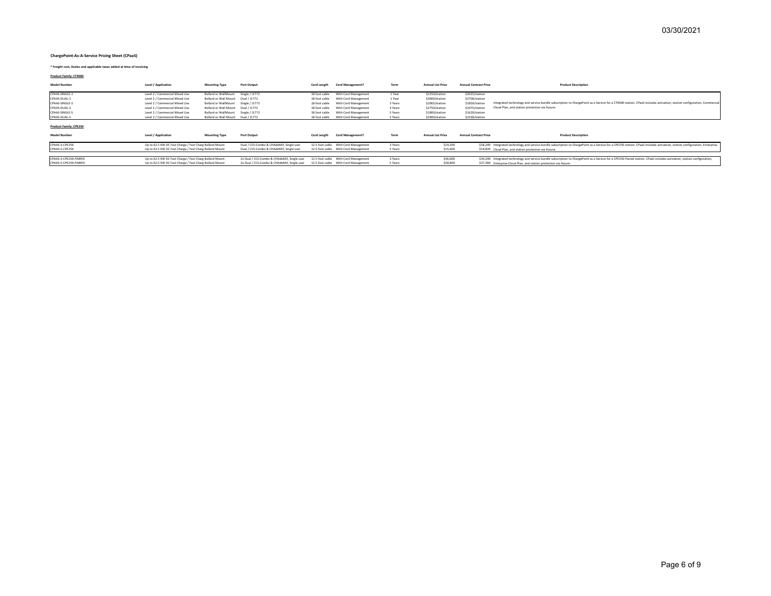03/30/2021

**ChargePoint-As-A-Service Pricing Sheet (CPaaS)**

**\* Freight cost, Duties and applicable taxes added at time of invoicing**

**Product Family: CT4000**

| Model Number | Level / Application | Mounting Type | Port Output | Cord Length | Cord Management? | Term | Annual List Price | Annual Contract Price | Product Description |
|---|---|---|---|---|---|---|---|---|---|
| CPAAS-SINGLE-1 | Level 2 / Commercial Mixed Use | Bollard or WallMount | Single / J1772 | 18 foot cable | With Cord Management | 1 Year | $2250/station | $2025/station | Integrated technology and service bundle subscription to ChargePoint as a Service for a CT4000 station. CPaaS includes activation, station configuration, Commercial Cloud Plan, and station protection via Assure. |
| CPAAS-DUAL-1 | Level 2 / Commercial Mixed Use | Bollard or Wall Mount | Dual / J1772 | 18 foot cable | With Cord Management | 1 Year | $3000/station | $2700/station | |
| CPAAS-SINGLE-3 | Level 2 / Commercial Mixed Use | Bollard or WallMount | Single / J1772 | 18 foot cable | With Cord Management | 3 Years | $2065/station | $1859/station | |
| CPAAS-DUAL-3 | Level 2 / Commercial Mixed Use | Bollard or Wall Mount | Dual / J1772 | 18 foot cable | With Cord Management | 3 Years | $2750/station | $2475/station | |
| CPAAS-SINGLE-5 | Level 2 / Commercial Mixed Use | Bollard or WallMount | Single / J1772 | 18 foot cable | With Cord Management | 5 Years | $1800/station | $1620/station | |
| CPAAS-DUAL-5 | Level 2 / Commercial Mixed Use | Bollard or Wall Mount | Dual / J1772 | 18 foot cable | With Cord Management | 5 Years | $2400/station | $2160/station | |

**Product Family: CPE250**

| Model Number | Level / Application | Mounting Type | Port Output | Cord Length | Cord Management? | Term | Annual List Price | Annual Contract Price | Product Description |
|---|---|---|---|---|---|---|---|---|---|
| CPAAS-3-CPE250 | Up to 62.5 KW DC Fast Charge / Fast Charg | Bollard Mount | Dual / CCS-Combo & CHAdeMO, Single user | 12.5 foot cable | With Cord Management | 3 Years | $19,200 | $18,240 | Integrated technology and service bundle subscription to ChargePoint as a Service for a CPE250 station. CPaaS includes activation, station configuration, Enterprise Cloud Plan, and station protection via Assure. |
| CPAAS-5-CPE250 | Up to 62.5 KW DC Fast Charge / Fast Charg | Bollard Mount | Dual / CCS-Combo & CHAdeMO, Single user | 12.5 foot cable | With Cord Management | 5 Years | $15,600 | $14,820 | |
| CPAAS-3-CPE250-PAIRED | Up to 62.5 KW DC Fast Charge / Fast Charg | Bollard Mount | 2x Dual / CCS-Combo & CHAdeMO, Single user | 12.5 foot cable | With Cord Management | 3 Years | $36,000 | $34,200 | Integrated technology and service bundle subscription to ChargePoint as a Service for a CPE250-Paired station. CPaaS includes activation, station configuration, Enterprise Cloud Plan, and station protection via Assure. |
| CPAAS-5-CPE250-PAIRED | Up to 62.5 KW DC Fast Charge / Fast Charg | Bollard Mount | 2x Dual / CCS-Combo & CHAdeMO, Single user | 12.5 foot cable | With Cord Management | 5 Years | $28,800 | $27,360 | |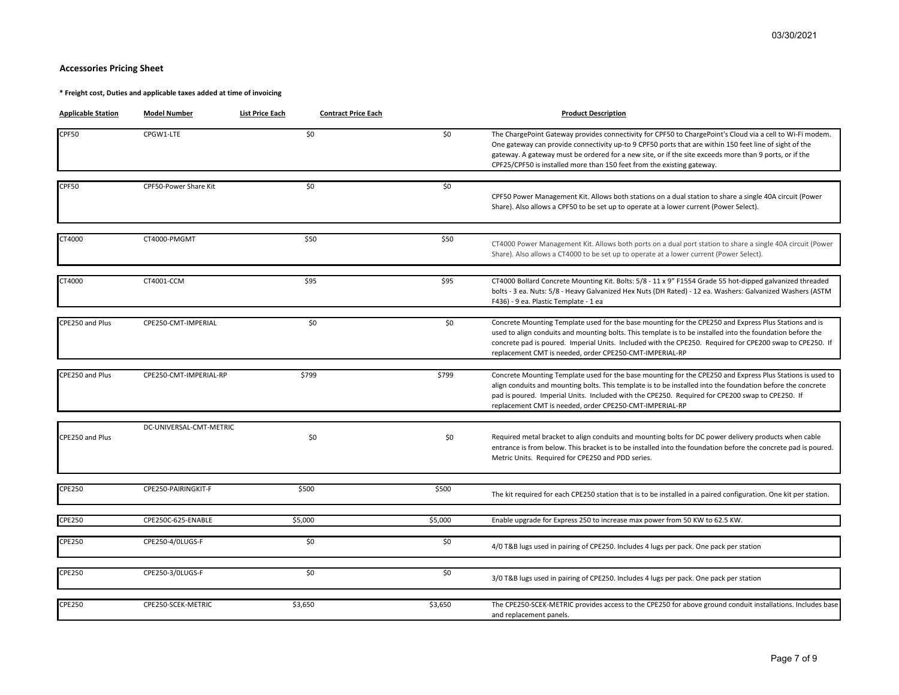03/30/2021

## Accessories Pricing Sheet

**\* Freight cost, Duties and applicable taxes added at time of invoicing**

| Applicable Station | Model Number | List Price Each | Contract Price Each | Product Description |
|---|---|---|---|---|
| CPF50 | CPGW1-LTE | $0 | $0 | The ChargePoint Gateway provides connectivity for CPF50 to ChargePoint's Cloud via a cell to Wi-Fi modem. One gateway can provide connectivity up-to 9 CPF50 ports that are within 150 feet line of sight of the gateway. A gateway must be ordered for a new site, or if the site exceeds more than 9 ports, or if the CPF25/CPF50 is installed more than 150 feet from the existing gateway. |
| CPF50 | CPF50-Power Share Kit | $0 | $0 | CPF50 Power Management Kit. Allows both stations on a dual station to share a single 40A circuit (Power Share). Also allows a CPF50 to be set up to operate at a lower current (Power Select). |
| CT4000 | CT4000-PMGMT | $50 | $50 | CT4000 Power Management Kit. Allows both ports on a dual port station to share a single 40A circuit (Power Share). Also allows a CT4000 to be set up to operate at a lower current (Power Select). |
| CT4000 | CT4001-CCM | $95 | $95 | CT4000 Bollard Concrete Mounting Kit. Bolts: 5/8 - 11 x 9" F1554 Grade 55 hot-dipped galvanized threaded bolts - 3 ea. Nuts: 5/8 - Heavy Galvanized Hex Nuts (DH Rated) - 12 ea. Washers: Galvanized Washers (ASTM F436) - 9 ea. Plastic Template - 1 ea |
| CPE250 and Plus | CPE250-CMT-IMPERIAL | $0 | $0 | Concrete Mounting Template used for the base mounting for the CPE250 and Express Plus Stations and is used to align conduits and mounting bolts. This template is to be installed into the foundation before the concrete pad is poured. Imperial Units. Included with the CPE250. Required for CPE200 swap to CPE250. If replacement CMT is needed, order CPE250-CMT-IMPERIAL-RP |
| CPE250 and Plus | CPE250-CMT-IMPERIAL-RP | $799 | $799 | Concrete Mounting Template used for the base mounting for the CPE250 and Express Plus Stations is used to align conduits and mounting bolts. This template is to be installed into the foundation before the concrete pad is poured. Imperial Units. Included with the CPE250. Required for CPE200 swap to CPE250. If replacement CMT is needed, order CPE250-CMT-IMPERIAL-RP |
| CPE250 and Plus | DC-UNIVERSAL-CMT-METRIC | $0 | $0 | Required metal bracket to align conduits and mounting bolts for DC power delivery products when cable entrance is from below. This bracket is to be installed into the foundation before the concrete pad is poured. Metric Units. Required for CPE250 and PDD series. |
| CPE250 | CPE250-PAIRINGKIT-F | $500 | $500 | The kit required for each CPE250 station that is to be installed in a paired configuration. One kit per station. |
| CPE250 | CPE250C-625-ENABLE | $5,000 | $5,000 | Enable upgrade for Express 250 to increase max power from 50 KW to 62.5 KW. |
| CPE250 | CPE250-4/0LUGS-F | $0 | $0 | 4/0 T&B lugs used in pairing of CPE250. Includes 4 lugs per pack. One pack per station |
| CPE250 | CPE250-3/0LUGS-F | $0 | $0 | 3/0 T&B lugs used in pairing of CPE250. Includes 4 lugs per pack. One pack per station |
| CPE250 | CPE250-SCEK-METRIC | $3,650 | $3,650 | The CPE250-SCEK-METRIC provides access to the CPE250 for above ground conduit installations. Includes base and replacement panels. |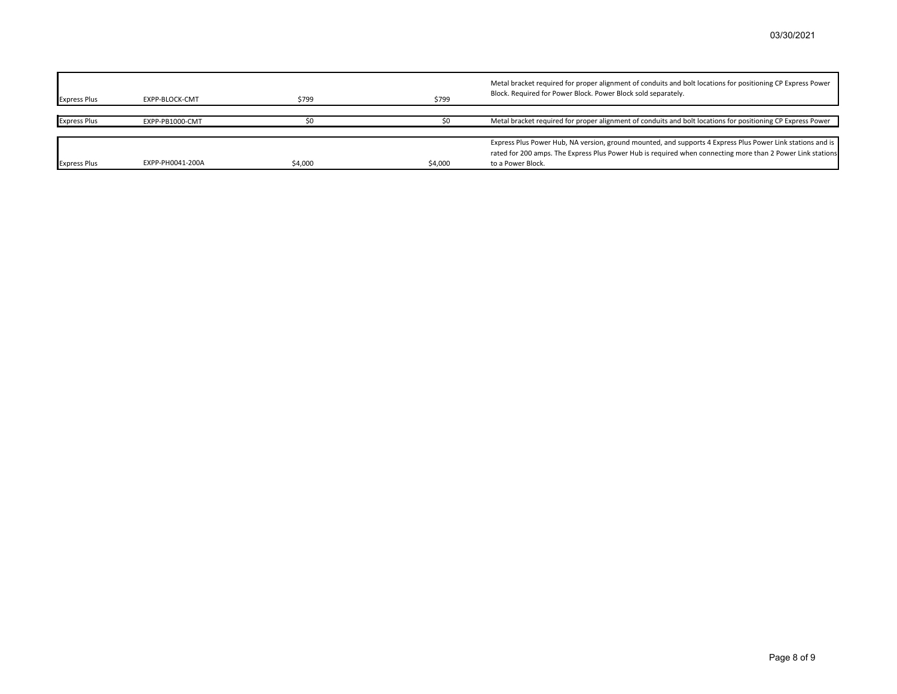| Express Plus | EXPP-BLOCK-CMT | $799 | $799 | Metal bracket required for proper alignment of conduits and bolt locations for positioning CP Express Power Block. Required for Power Block. Power Block sold separately. |
|---|---|---|---|---|
| Express Plus | EXPP-PB1000-CMT | $0 | $0 | Metal bracket required for proper alignment of conduits and bolt locations for positioning CP Express Power |
| Express Plus | EXPP-PH0041-200A | $4,000 | $4,000 | Express Plus Power Hub, NA version, ground mounted, and supports 4 Express Plus Power Link stations and is rated for 200 amps. The Express Plus Power Hub is required when connecting more than 2 Power Link stations to a Power Block. |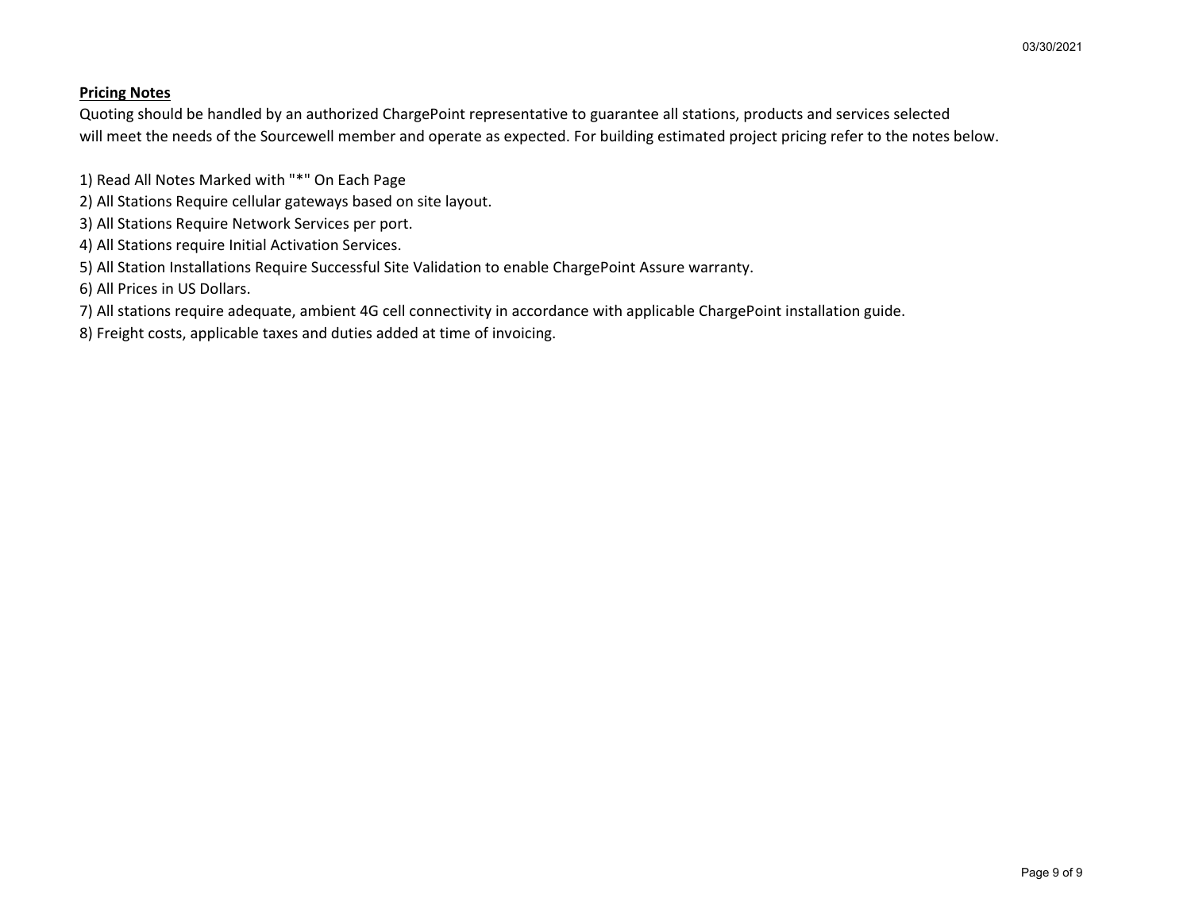**Pricing Notes**

Quoting should be handled by an authorized ChargePoint representative to guarantee all stations, products and services selected will meet the needs of the Sourcewell member and operate as expected. For building estimated project pricing refer to the notes below.

1) Read All Notes Marked with "*" On Each Page
2) All Stations Require cellular gateways based on site layout.
3) All Stations Require Network Services per port.
4) All Stations require Initial Activation Services.
5) All Station Installations Require Successful Site Validation to enable ChargePoint Assure warranty.
6) All Prices in US Dollars.
7) All stations require adequate, ambient 4G cell connectivity in accordance with applicable ChargePoint installation guide.
8) Freight costs, applicable taxes and duties added at time of invoicing.